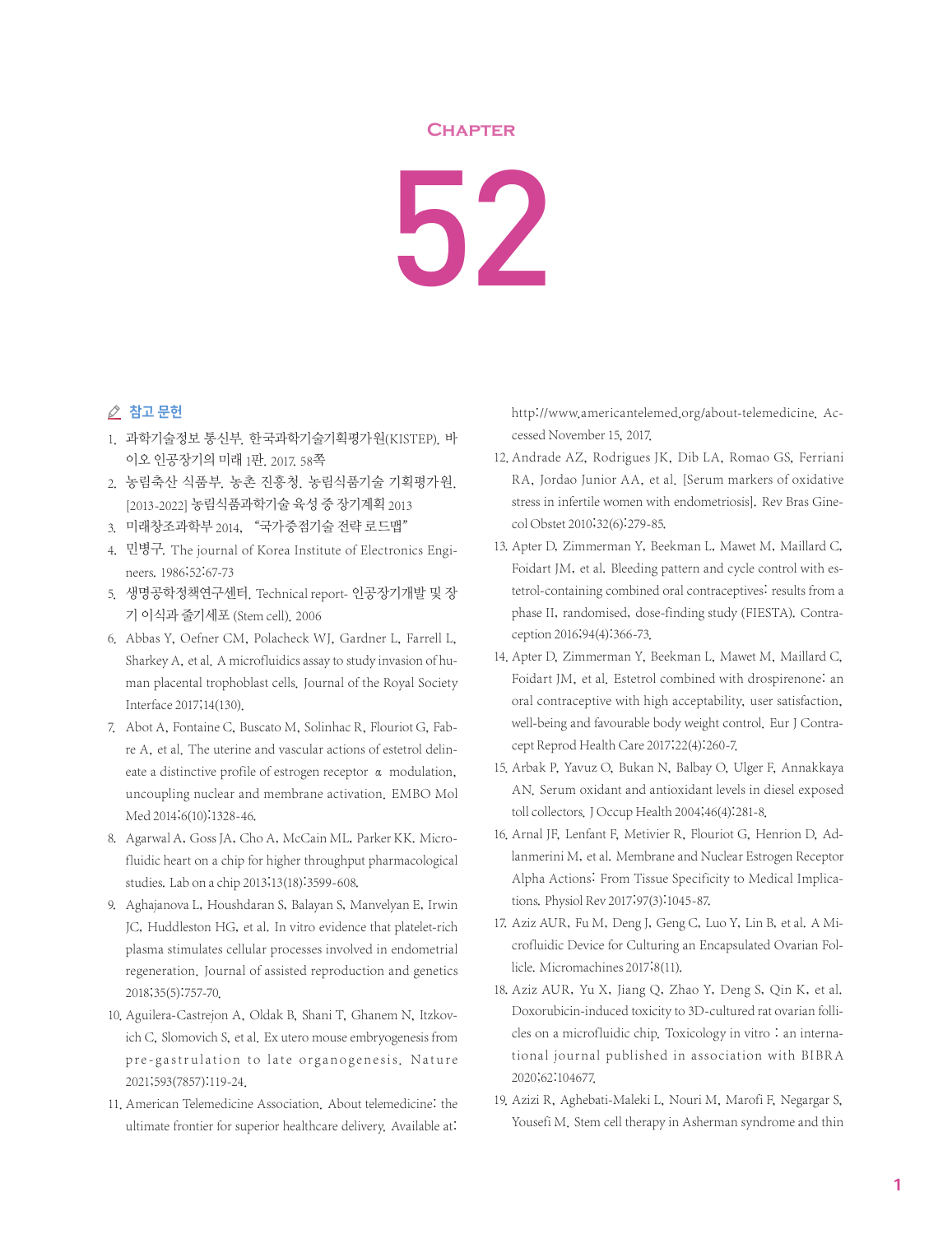# Chapter

# 52

## 참고 문헌

1. 과학기술정보 통신부. 한국과학기술기획평가원(KISTEP). 바이오 인공장기의 미래 1판. 2017. 58쪽
2. 농림축산 식품부. 농촌 진흥청. 농림식품기술 기획평가원. [2013-2022] 농림식품과학기술 육성 중 장기계획 2013
3. 미래창조과학부 2014. "국가중점기술 전략 로드맵"
4. 민병구. The journal of Korea Institute of Electronics Engineers. 1986;52:67-73
5. 생명공학정책연구센터. Technical report- 인공장기개발 및 장기 이식과 줄기세포 (Stem cell). 2006
6. Abbas Y, Oefner CM, Polacheck WJ, Gardner L, Farrell L, Sharkey A, et al. A microfluidics assay to study invasion of human placental trophoblast cells. Journal of the Royal Society Interface 2017;14(130).
7. Abot A, Fontaine C, Buscato M, Solinhac R, Flouriot G, Fabre A, et al. The uterine and vascular actions of estetrol delineate a distinctive profile of estrogen receptor α modulation, uncoupling nuclear and membrane activation. EMBO Mol Med 2014;6(10):1328-46.
8. Agarwal A, Goss JA, Cho A, McCain ML, Parker KK. Microfluidic heart on a chip for higher throughput pharmacological studies. Lab on a chip 2013;13(18):3599-608.
9. Aghajanova L, Houshdaran S, Balayan S, Manvelyan E, Irwin JC, Huddleston HG, et al. In vitro evidence that platelet-rich plasma stimulates cellular processes involved in endometrial regeneration. Journal of assisted reproduction and genetics 2018;35(5):757-70.
10. Aguilera-Castrejon A, Oldak B, Shani T, Ghanem N, Itzkovich C, Slomovich S, et al. Ex utero mouse embryogenesis from pre-gastrulation to late organogenesis. Nature 2021;593(7857):119-24.
11. American Telemedicine Association. About telemedicine: the ultimate frontier for superior healthcare delivery. Available at: http://www.americantelemed.org/about-telemedicine. Accessed November 15, 2017.
12. Andrade AZ, Rodrigues JK, Dib LA, Romao GS, Ferriani RA, Jordao Junior AA, et al. [Serum markers of oxidative stress in infertile women with endometriosis]. Rev Bras Ginecol Obstet 2010;32(6):279-85.
13. Apter D, Zimmerman Y, Beekman L, Mawet M, Maillard C, Foidart JM, et al. Bleeding pattern and cycle control with estetrol-containing combined oral contraceptives: results from a phase II, randomised, dose-finding study (FIESTA). Contraception 2016;94(4):366-73.
14. Apter D, Zimmerman Y, Beekman L, Mawet M, Maillard C, Foidart JM, et al. Estetrol combined with drospirenone: an oral contraceptive with high acceptability, user satisfaction, well-being and favourable body weight control. Eur J Contracept Reprod Health Care 2017;22(4):260-7.
15. Arbak P, Yavuz O, Bukan N, Balbay O, Ulger F, Annakkaya AN. Serum oxidant and antioxidant levels in diesel exposed toll collectors. J Occup Health 2004;46(4):281-8.
16. Arnal JF, Lenfant F, Metivier R, Flouriot G, Henrion D, Adlanmerini M, et al. Membrane and Nuclear Estrogen Receptor Alpha Actions: From Tissue Specificity to Medical Implications. Physiol Rev 2017;97(3):1045-87.
17. Aziz AUR, Fu M, Deng J, Geng C, Luo Y, Lin B, et al. A Microfluidic Device for Culturing an Encapsulated Ovarian Follicle. Micromachines 2017;8(11).
18. Aziz AUR, Yu X, Jiang Q, Zhao Y, Deng S, Qin K, et al. Doxorubicin-induced toxicity to 3D-cultured rat ovarian follicles on a microfluidic chip. Toxicology in vitro : an international journal published in association with BIBRA 2020;62:104677.
19. Azizi R, Aghebati-Maleki L, Nouri M, Marofi F, Negargar S, Yousefi M. Stem cell therapy in Asherman syndrome and thin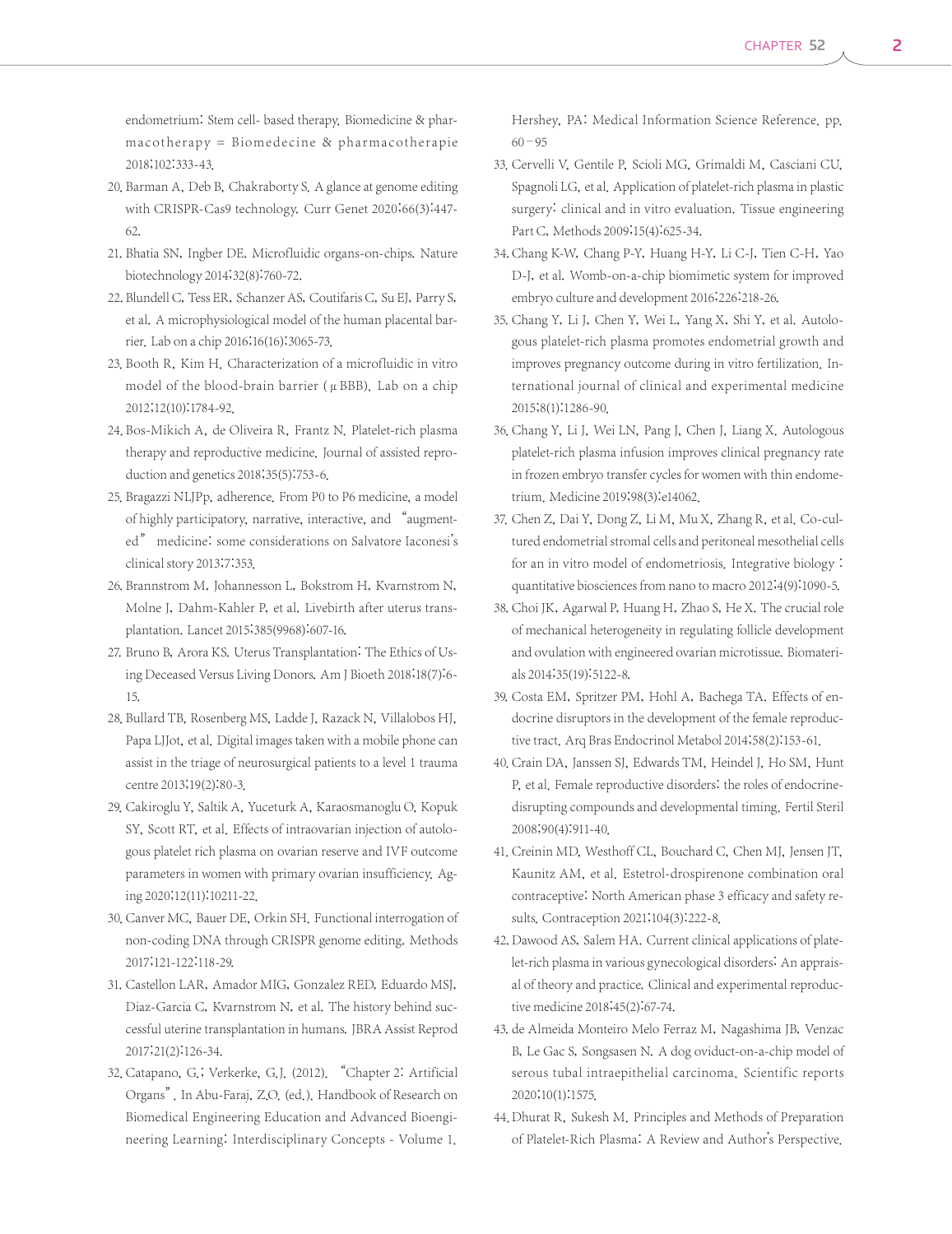endometrium: Stem cell- based therapy. Biomedicine & pharmacotherapy = Biomedecine & pharmacotherapie 2018;102:333-43.

20. Barman A, Deb B, Chakraborty S. A glance at genome editing with CRISPR-Cas9 technology. Curr Genet 2020;66(3):447-62.
21. Bhatia SN, Ingber DE. Microfluidic organs-on-chips. Nature biotechnology 2014;32(8):760-72.
22. Blundell C, Tess ER, Schanzer AS, Coutifaris C, Su EJ, Parry S, et al. A microphysiological model of the human placental barrier. Lab on a chip 2016;16(16):3065-73.
23. Booth R, Kim H. Characterization of a microfluidic in vitro model of the blood-brain barrier (μBBB). Lab on a chip 2012;12(10):1784-92.
24. Bos-Mikich A, de Oliveira R, Frantz N. Platelet-rich plasma therapy and reproductive medicine. Journal of assisted reproduction and genetics 2018;35(5):753-6.
25. Bragazzi NLJPp, adherence. From P0 to P6 medicine, a model of highly participatory, narrative, interactive, and "augmented" medicine: some considerations on Salvatore Iaconesi's clinical story 2013;7:353.
26. Brannstrom M, Johannesson L, Bokstrom H, Kvarnstrom N, Molne J, Dahm-Kahler P, et al. Livebirth after uterus transplantation. Lancet 2015;385(9968):607-16.
27. Bruno B, Arora KS. Uterus Transplantation: The Ethics of Using Deceased Versus Living Donors. Am J Bioeth 2018;18(7):6-15.
28. Bullard TB, Rosenberg MS, Ladde J, Razack N, Villalobos HJ, Papa LJJot, et al. Digital images taken with a mobile phone can assist in the triage of neurosurgical patients to a level 1 trauma centre 2013;19(2):80-3.
29. Cakiroglu Y, Saltik A, Yuceturk A, Karaosmanoglu O, Kopuk SY, Scott RT, et al. Effects of intraovarian injection of autologous platelet rich plasma on ovarian reserve and IVF outcome parameters in women with primary ovarian insufficiency. Aging 2020;12(11):10211-22.
30. Canver MC, Bauer DE, Orkin SH. Functional interrogation of non-coding DNA through CRISPR genome editing. Methods 2017;121-122:118-29.
31. Castellon LAR, Amador MIG, Gonzalez RED, Eduardo MSJ, Diaz-Garcia C, Kvarnstrom N, et al. The history behind successful uterine transplantation in humans. JBRA Assist Reprod 2017;21(2):126-34.
32. Catapano, G.; Verkerke, G.J. (2012). "Chapter 2: Artificial Organs". In Abu-Faraj, Z.O. (ed.). Handbook of Research on Biomedical Engineering Education and Advanced Bioengineering Learning: Interdisciplinary Concepts - Volume 1. Hershey, PA: Medical Information Science Reference. pp. 60–95
33. Cervelli V, Gentile P, Scioli MG, Grimaldi M, Casciani CU, Spagnoli LG, et al. Application of platelet-rich plasma in plastic surgery: clinical and in vitro evaluation. Tissue engineering Part C, Methods 2009;15(4):625-34.
34. Chang K-W, Chang P-Y, Huang H-Y, Li C-J, Tien C-H, Yao D-J, et al. Womb-on-a-chip biomimetic system for improved embryo culture and development 2016;226:218-26.
35. Chang Y, Li J, Chen Y, Wei L, Yang X, Shi Y, et al. Autologous platelet-rich plasma promotes endometrial growth and improves pregnancy outcome during in vitro fertilization. International journal of clinical and experimental medicine 2015;8(1):1286-90.
36. Chang Y, Li J, Wei LN, Pang J, Chen J, Liang X. Autologous platelet-rich plasma infusion improves clinical pregnancy rate in frozen embryo transfer cycles for women with thin endometrium. Medicine 2019;98(3):e14062.
37. Chen Z, Dai Y, Dong Z, Li M, Mu X, Zhang R, et al. Co-cultured endometrial stromal cells and peritoneal mesothelial cells for an in vitro model of endometriosis. Integrative biology : quantitative biosciences from nano to macro 2012;4(9):1090-5.
38. Choi JK, Agarwal P, Huang H, Zhao S, He X. The crucial role of mechanical heterogeneity in regulating follicle development and ovulation with engineered ovarian microtissue. Biomaterials 2014;35(19):5122-8.
39. Costa EM, Spritzer PM, Hohl A, Bachega TA. Effects of endocrine disruptors in the development of the female reproductive tract. Arq Bras Endocrinol Metabol 2014;58(2):153-61.
40. Crain DA, Janssen SJ, Edwards TM, Heindel J, Ho SM, Hunt P, et al. Female reproductive disorders: the roles of endocrine-disrupting compounds and developmental timing. Fertil Steril 2008;90(4):911-40.
41. Creinin MD, Westhoff CL, Bouchard C, Chen MJ, Jensen JT, Kaunitz AM, et al. Estetrol-drospirenone combination oral contraceptive: North American phase 3 efficacy and safety results. Contraception 2021;104(3):222-8.
42. Dawood AS, Salem HA. Current clinical applications of platelet-rich plasma in various gynecological disorders: An appraisal of theory and practice. Clinical and experimental reproductive medicine 2018;45(2):67-74.
43. de Almeida Monteiro Melo Ferraz M, Nagashima JB, Venzac B, Le Gac S, Songsasen N. A dog oviduct-on-a-chip model of serous tubal intraepithelial carcinoma. Scientific reports 2020;10(1):1575.
44. Dhurat R, Sukesh M. Principles and Methods of Preparation of Platelet-Rich Plasma: A Review and Author's Perspective.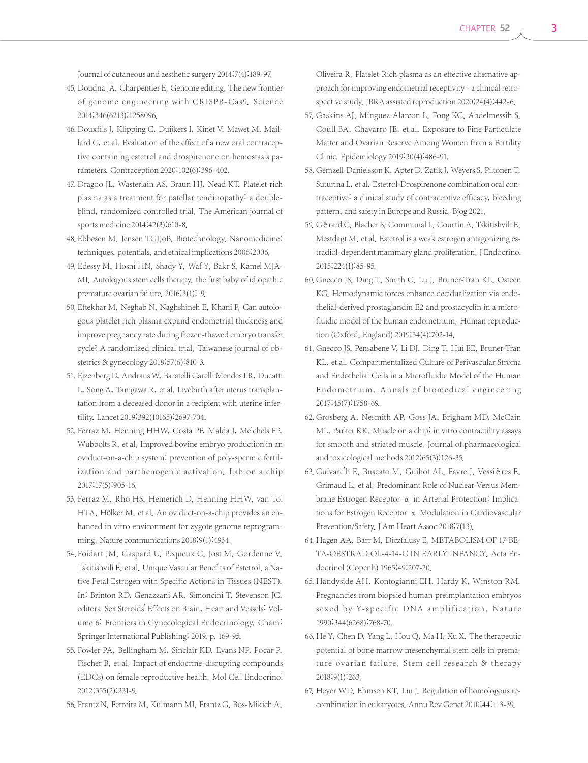Journal of cutaneous and aesthetic surgery 2014;7(4):189-97.

45. Doudna JA, Charpentier E. Genome editing. The new frontier of genome engineering with CRISPR-Cas9. Science 2014;346(6213):1258096.
46. Douxfils J, Klipping C, Duijkers I, Kinet V, Mawet M, Maillard C, et al. Evaluation of the effect of a new oral contraceptive containing estetrol and drospirenone on hemostasis parameters. Contraception 2020;102(6):396-402.
47. Dragoo JL, Wasterlain AS, Braun HJ, Nead KT. Platelet-rich plasma as a treatment for patellar tendinopathy: a double-blind, randomized controlled trial. The American journal of sports medicine 2014;42(3):610-8.
48. Ebbesen M, Jensen TGJJoB, Biotechnology. Nanomedicine: techniques, potentials, and ethical implications 2006;2006.
49. Edessy M, Hosni HN, Shady Y, Waf Y, Bakr S, Kamel MJA-MI. Autologous stem cells therapy, the first baby of idiopathic premature ovarian failure. 2016;3(1):19.
50. Eftekhar M, Neghab N, Naghshineh E, Khani P. Can autologous platelet rich plasma expand endometrial thickness and improve pregnancy rate during frozen-thawed embryo transfer cycle? A randomized clinical trial. Taiwanese journal of obstetrics & gynecology 2018;57(6):810-3.
51. Ejzenberg D, Andraus W, Baratelli Carelli Mendes LR, Ducatti L, Song A, Tanigawa R, et al. Livebirth after uterus transplantation from a deceased donor in a recipient with uterine infertility. Lancet 2019;392(10165):2697-704.
52. Ferraz M, Henning HHW, Costa PF, Malda J, Melchels FP, Wubbolts R, et al. Improved bovine embryo production in an oviduct-on-a-chip system: prevention of poly-spermic fertilization and parthenogenic activation. Lab on a chip 2017;17(5):905-16.
53. Ferraz M, Rho HS, Hemerich D, Henning HHW, van Tol HTA, Hölker M, et al. An oviduct-on-a-chip provides an enhanced in vitro environment for zygote genome reprogramming. Nature communications 2018;9(1):4934.
54. Foidart JM, Gaspard U, Pequeux C, Jost M, Gordenne V, Tskitishvili E, et al. Unique Vascular Benefits of Estetrol, a Native Fetal Estrogen with Specific Actions in Tissues (NEST). In: Brinton RD, Genazzani AR, Simoncini T, Stevenson JC, editors. Sex Steroids' Effects on Brain, Heart and Vessels: Volume 6: Frontiers in Gynecological Endocrinology. Cham: Springer International Publishing; 2019. p. 169-95.
55. Fowler PA, Bellingham M, Sinclair KD, Evans NP, Pocar P, Fischer B, et al. Impact of endocrine-disrupting compounds (EDCs) on female reproductive health. Mol Cell Endocrinol 2012;355(2):231-9.
56. Frantz N, Ferreira M, Kulmann MI, Frantz G, Bos-Mikich A, Oliveira R. Platelet-Rich plasma as an effective alternative approach for improving endometrial receptivity - a clinical retrospective study. JBRA assisted reproduction 2020;24(4):442-6.
57. Gaskins AJ, Minguez-Alarcon L, Fong KC, Abdelmessih S, Coull BA, Chavarro JE, et al. Exposure to Fine Particulate Matter and Ovarian Reserve Among Women from a Fertility Clinic. Epidemiology 2019;30(4):486-91.
58. Gemzell-Danielsson K, Apter D, Zatik J, Weyers S, Piltonen T, Suturina L, et al. Estetrol-Drospirenone combination oral contraceptive: a clinical study of contraceptive efficacy, bleeding pattern, and safety in Europe and Russia. Bjog 2021.
59. Gérard C, Blacher S, Communal L, Courtin A, Tskitishvili E, Mestdagt M, et al. Estetrol is a weak estrogen antagonizing estradiol-dependent mammary gland proliferation. J Endocrinol 2015;224(1):85-95.
60. Gnecco JS, Ding T, Smith C, Lu J, Bruner-Tran KL, Osteen KG. Hemodynamic forces enhance decidualization via endothelial-derived prostaglandin E2 and prostacyclin in a microfluidic model of the human endometrium. Human reproduction (Oxford, England) 2019;34(4):702-14.
61. Gnecco JS, Pensabene V, Li DJ, Ding T, Hui EE, Bruner-Tran KL, et al. Compartmentalized Culture of Perivascular Stroma and Endothelial Cells in a Microfluidic Model of the Human Endometrium. Annals of biomedical engineering 2017;45(7):1758-69.
62. Grosberg A, Nesmith AP, Goss JA, Brigham MD, McCain ML, Parker KK. Muscle on a chip: in vitro contractility assays for smooth and striated muscle. Journal of pharmacological and toxicological methods 2012;65(3):126-35.
63. Guivarc'h E, Buscato M, Guihot AL, Favre J, Vessières E, Grimaud L, et al. Predominant Role of Nuclear Versus Membrane Estrogen Receptor α in Arterial Protection: Implications for Estrogen Receptor α Modulation in Cardiovascular Prevention/Safety. J Am Heart Assoc 2018;7(13).
64. Hagen AA, Barr M, Diczfalusy E. METABOLISM OF 17-BETA-OESTRADIOL-4-14-C IN EARLY INFANCY. Acta Endocrinol (Copenh) 1965;49:207-20.
65. Handyside AH, Kontogianni EH, Hardy K, Winston RM. Pregnancies from biopsied human preimplantation embryos sexed by Y-specific DNA amplification. Nature 1990;344(6268):768-70.
66. He Y, Chen D, Yang L, Hou Q, Ma H, Xu X. The therapeutic potential of bone marrow mesenchymal stem cells in premature ovarian failure. Stem cell research & therapy 2018;9(1):263.
67. Heyer WD, Ehmsen KT, Liu J. Regulation of homologous recombination in eukaryotes. Annu Rev Genet 2010;44:113-39.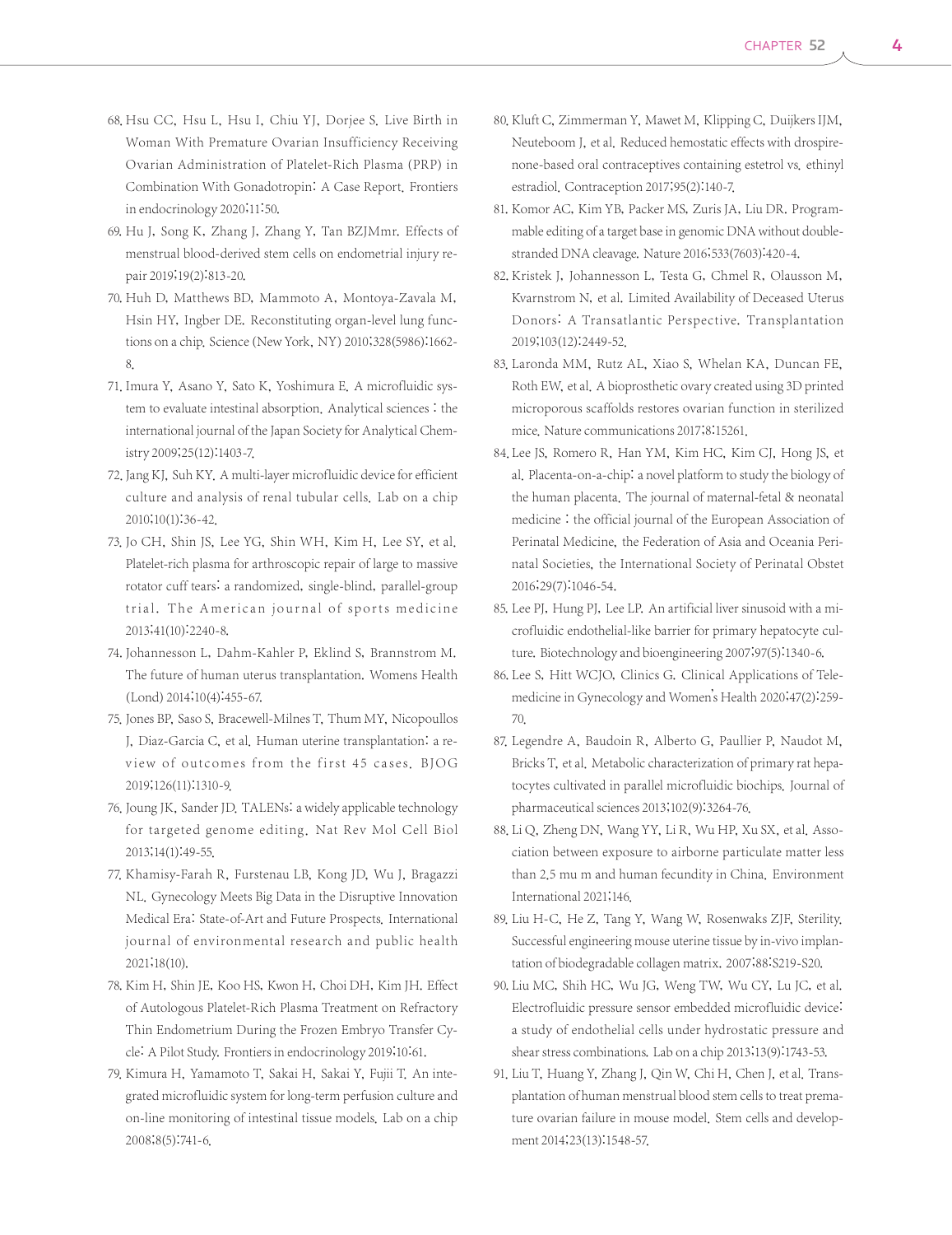68. Hsu CC, Hsu L, Hsu I, Chiu YJ, Dorjee S. Live Birth in Woman With Premature Ovarian Insufficiency Receiving Ovarian Administration of Platelet-Rich Plasma (PRP) in Combination With Gonadotropin: A Case Report. Frontiers in endocrinology 2020;11:50.
69. Hu J, Song K, Zhang J, Zhang Y, Tan BZJMmr. Effects of menstrual blood-derived stem cells on endometrial injury repair 2019;19(2):813-20.
70. Huh D, Matthews BD, Mammoto A, Montoya-Zavala M, Hsin HY, Ingber DE. Reconstituting organ-level lung functions on a chip. Science (New York, NY) 2010;328(5986):1662-8.
71. Imura Y, Asano Y, Sato K, Yoshimura E. A microfluidic system to evaluate intestinal absorption. Analytical sciences : the international journal of the Japan Society for Analytical Chemistry 2009;25(12):1403-7.
72. Jang KJ, Suh KY. A multi-layer microfluidic device for efficient culture and analysis of renal tubular cells. Lab on a chip 2010;10(1):36-42.
73. Jo CH, Shin JS, Lee YG, Shin WH, Kim H, Lee SY, et al. Platelet-rich plasma for arthroscopic repair of large to massive rotator cuff tears: a randomized, single-blind, parallel-group trial. The American journal of sports medicine 2013;41(10):2240-8.
74. Johannesson L, Dahm-Kahler P, Eklind S, Brannstrom M. The future of human uterus transplantation. Womens Health (Lond) 2014;10(4):455-67.
75. Jones BP, Saso S, Bracewell-Milnes T, Thum MY, Nicopoullos J, Diaz-Garcia C, et al. Human uterine transplantation: a review of outcomes from the first 45 cases. BJOG 2019;126(11):1310-9.
76. Joung JK, Sander JD. TALENs: a widely applicable technology for targeted genome editing. Nat Rev Mol Cell Biol 2013;14(1):49-55.
77. Khamisy-Farah R, Furstenau LB, Kong JD, Wu J, Bragazzi NL. Gynecology Meets Big Data in the Disruptive Innovation Medical Era: State-of-Art and Future Prospects. International journal of environmental research and public health 2021;18(10).
78. Kim H, Shin JE, Koo HS, Kwon H, Choi DH, Kim JH. Effect of Autologous Platelet-Rich Plasma Treatment on Refractory Thin Endometrium During the Frozen Embryo Transfer Cycle: A Pilot Study. Frontiers in endocrinology 2019;10:61.
79. Kimura H, Yamamoto T, Sakai H, Sakai Y, Fujii T. An integrated microfluidic system for long-term perfusion culture and on-line monitoring of intestinal tissue models. Lab on a chip 2008;8(5):741-6.
80. Kluft C, Zimmerman Y, Mawet M, Klipping C, Duijkers IJM, Neuteboom J, et al. Reduced hemostatic effects with drospirenone-based oral contraceptives containing estetrol vs. ethinyl estradiol. Contraception 2017;95(2):140-7.
81. Komor AC, Kim YB, Packer MS, Zuris JA, Liu DR. Programmable editing of a target base in genomic DNA without double-stranded DNA cleavage. Nature 2016;533(7603):420-4.
82. Kristek J, Johannesson L, Testa G, Chmel R, Olausson M, Kvarnstrom N, et al. Limited Availability of Deceased Uterus Donors: A Transatlantic Perspective. Transplantation 2019;103(12):2449-52.
83. Laronda MM, Rutz AL, Xiao S, Whelan KA, Duncan FE, Roth EW, et al. A bioprosthetic ovary created using 3D printed microporous scaffolds restores ovarian function in sterilized mice. Nature communications 2017;8:15261.
84. Lee JS, Romero R, Han YM, Kim HC, Kim CJ, Hong JS, et al. Placenta-on-a-chip: a novel platform to study the biology of the human placenta. The journal of maternal-fetal & neonatal medicine : the official journal of the European Association of Perinatal Medicine, the Federation of Asia and Oceania Perinatal Societies, the International Society of Perinatal Obstet 2016;29(7):1046-54.
85. Lee PJ, Hung PJ, Lee LP. An artificial liver sinusoid with a microfluidic endothelial-like barrier for primary hepatocyte culture. Biotechnology and bioengineering 2007;97(5):1340-6.
86. Lee S, Hitt WCJO, Clinics G. Clinical Applications of Telemedicine in Gynecology and Women's Health 2020;47(2):259-70.
87. Legendre A, Baudoin R, Alberto G, Paullier P, Naudot M, Bricks T, et al. Metabolic characterization of primary rat hepatocytes cultivated in parallel microfluidic biochips. Journal of pharmaceutical sciences 2013;102(9):3264-76.
88. Li Q, Zheng DN, Wang YY, Li R, Wu HP, Xu SX, et al. Association between exposure to airborne particulate matter less than 2.5 mu m and human fecundity in China. Environment International 2021;146.
89. Liu H-C, He Z, Tang Y, Wang W, Rosenwaks ZJF, Sterility. Successful engineering mouse uterine tissue by in-vivo implantation of biodegradable collagen matrix. 2007;88:S219-S20.
90. Liu MC, Shih HC, Wu JG, Weng TW, Wu CY, Lu JC, et al. Electrofluidic pressure sensor embedded microfluidic device: a study of endothelial cells under hydrostatic pressure and shear stress combinations. Lab on a chip 2013;13(9):1743-53.
91. Liu T, Huang Y, Zhang J, Qin W, Chi H, Chen J, et al. Transplantation of human menstrual blood stem cells to treat premature ovarian failure in mouse model. Stem cells and development 2014;23(13):1548-57.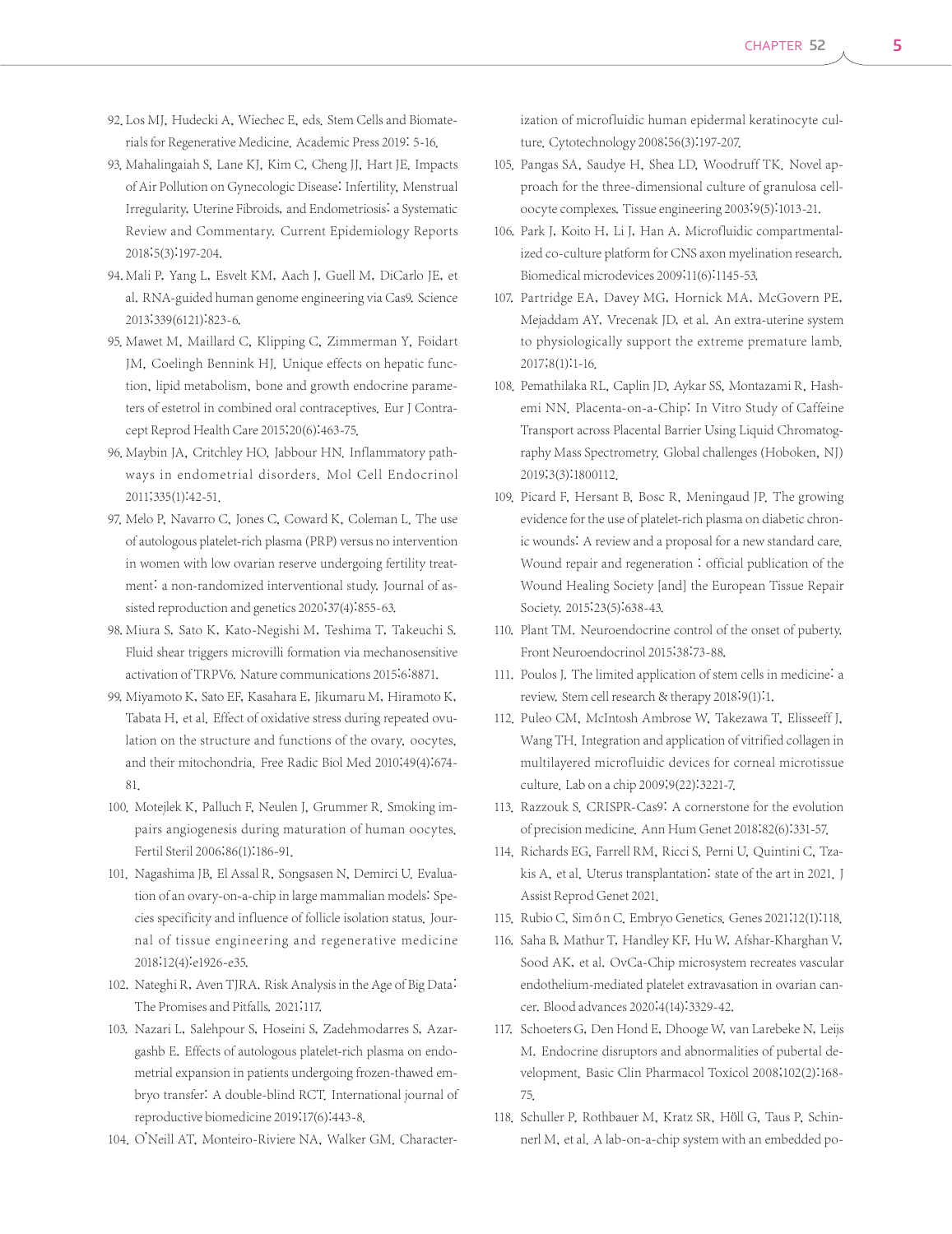92. Los MJ, Hudecki A, Wiechec E, eds. Stem Cells and Biomaterials for Regenerative Medicine. Academic Press 2019: 5-16.
93. Mahalingaiah S, Lane KJ, Kim C, Cheng JJ, Hart JE. Impacts of Air Pollution on Gynecologic Disease: Infertility, Menstrual Irregularity, Uterine Fibroids, and Endometriosis: a Systematic Review and Commentary. Current Epidemiology Reports 2018;5(3):197-204.
94. Mali P, Yang L, Esvelt KM, Aach J, Guell M, DiCarlo JE, et al. RNA-guided human genome engineering via Cas9. Science 2013;339(6121):823-6.
95. Mawet M, Maillard C, Klipping C, Zimmerman Y, Foidart JM, Coelingh Bennink HJ. Unique effects on hepatic function, lipid metabolism, bone and growth endocrine parameters of estetrol in combined oral contraceptives. Eur J Contracept Reprod Health Care 2015;20(6):463-75.
96. Maybin JA, Critchley HO, Jabbour HN. Inflammatory pathways in endometrial disorders. Mol Cell Endocrinol 2011;335(1):42-51.
97. Melo P, Navarro C, Jones C, Coward K, Coleman L. The use of autologous platelet-rich plasma (PRP) versus no intervention in women with low ovarian reserve undergoing fertility treatment: a non-randomized interventional study. Journal of assisted reproduction and genetics 2020;37(4):855-63.
98. Miura S, Sato K, Kato-Negishi M, Teshima T, Takeuchi S. Fluid shear triggers microvilli formation via mechanosensitive activation of TRPV6. Nature communications 2015;6:8871.
99. Miyamoto K, Sato EF, Kasahara E, Jikumaru M, Hiramoto K, Tabata H, et al. Effect of oxidative stress during repeated ovulation on the structure and functions of the ovary, oocytes, and their mitochondria. Free Radic Biol Med 2010;49(4):674-81.
100. Motejlek K, Palluch F, Neulen J, Grummer R. Smoking impairs angiogenesis during maturation of human oocytes. Fertil Steril 2006;86(1):186-91.
101. Nagashima JB, El Assal R, Songsasen N, Demirci U. Evaluation of an ovary-on-a-chip in large mammalian models: Species specificity and influence of follicle isolation status. Journal of tissue engineering and regenerative medicine 2018;12(4):e1926-e35.
102. Nateghi R, Aven TJRA. Risk Analysis in the Age of Big Data: The Promises and Pitfalls. 2021;117.
103. Nazari L, Salehpour S, Hoseini S, Zadehmodarres S, Azargashb E. Effects of autologous platelet-rich plasma on endometrial expansion in patients undergoing frozen-thawed embryo transfer: A double-blind RCT. International journal of reproductive biomedicine 2019;17(6):443-8.
104. O'Neill AT, Monteiro-Riviere NA, Walker GM. Characterization of microfluidic human epidermal keratinocyte culture. Cytotechnology 2008;56(3):197-207.
105. Pangas SA, Saudye H, Shea LD, Woodruff TK. Novel approach for the three-dimensional culture of granulosa cell-oocyte complexes. Tissue engineering 2003;9(5):1013-21.
106. Park J, Koito H, Li J, Han A. Microfluidic compartmentalized co-culture platform for CNS axon myelination research. Biomedical microdevices 2009;11(6):1145-53.
107. Partridge EA, Davey MG, Hornick MA, McGovern PE, Mejaddam AY, Vrecenak JD, et al. An extra-uterine system to physiologically support the extreme premature lamb. 2017;8(1):1-16.
108. Pemathilaka RL, Caplin JD, Aykar SS, Montazami R, Hashemi NN. Placenta-on-a-Chip: In Vitro Study of Caffeine Transport across Placental Barrier Using Liquid Chromatography Mass Spectrometry. Global challenges (Hoboken, NJ) 2019;3(3):1800112.
109. Picard F, Hersant B, Bosc R, Meningaud JP. The growing evidence for the use of platelet-rich plasma on diabetic chronic wounds: A review and a proposal for a new standard care. Wound repair and regeneration : official publication of the Wound Healing Society [and] the European Tissue Repair Society. 2015;23(5):638-43.
110. Plant TM. Neuroendocrine control of the onset of puberty. Front Neuroendocrinol 2015;38:73-88.
111. Poulos J. The limited application of stem cells in medicine: a review. Stem cell research & therapy 2018;9(1):1.
112. Puleo CM, McIntosh Ambrose W, Takezawa T, Elisseeff J, Wang TH. Integration and application of vitrified collagen in multilayered microfluidic devices for corneal microtissue culture. Lab on a chip 2009;9(22):3221-7.
113. Razzouk S. CRISPR-Cas9: A cornerstone for the evolution of precision medicine. Ann Hum Genet 2018;82(6):331-57.
114. Richards EG, Farrell RM, Ricci S, Perni U, Quintini C, Tzakis A, et al. Uterus transplantation: state of the art in 2021. J Assist Reprod Genet 2021.
115. Rubio C, Simón C. Embryo Genetics. Genes 2021;12(1):118.
116. Saha B, Mathur T, Handley KF, Hu W, Afshar-Kharghan V, Sood AK, et al. OvCa-Chip microsystem recreates vascular endothelium-mediated platelet extravasation in ovarian cancer. Blood advances 2020;4(14):3329-42.
117. Schoeters G, Den Hond E, Dhooge W, van Larebeke N, Leijs M. Endocrine disruptors and abnormalities of pubertal development. Basic Clin Pharmacol Toxicol 2008;102(2):168-75.
118. Schuller P, Rothbauer M, Kratz SR, Höll G, Taus P, Schinnerl M, et al. A lab-on-a-chip system with an embedded po-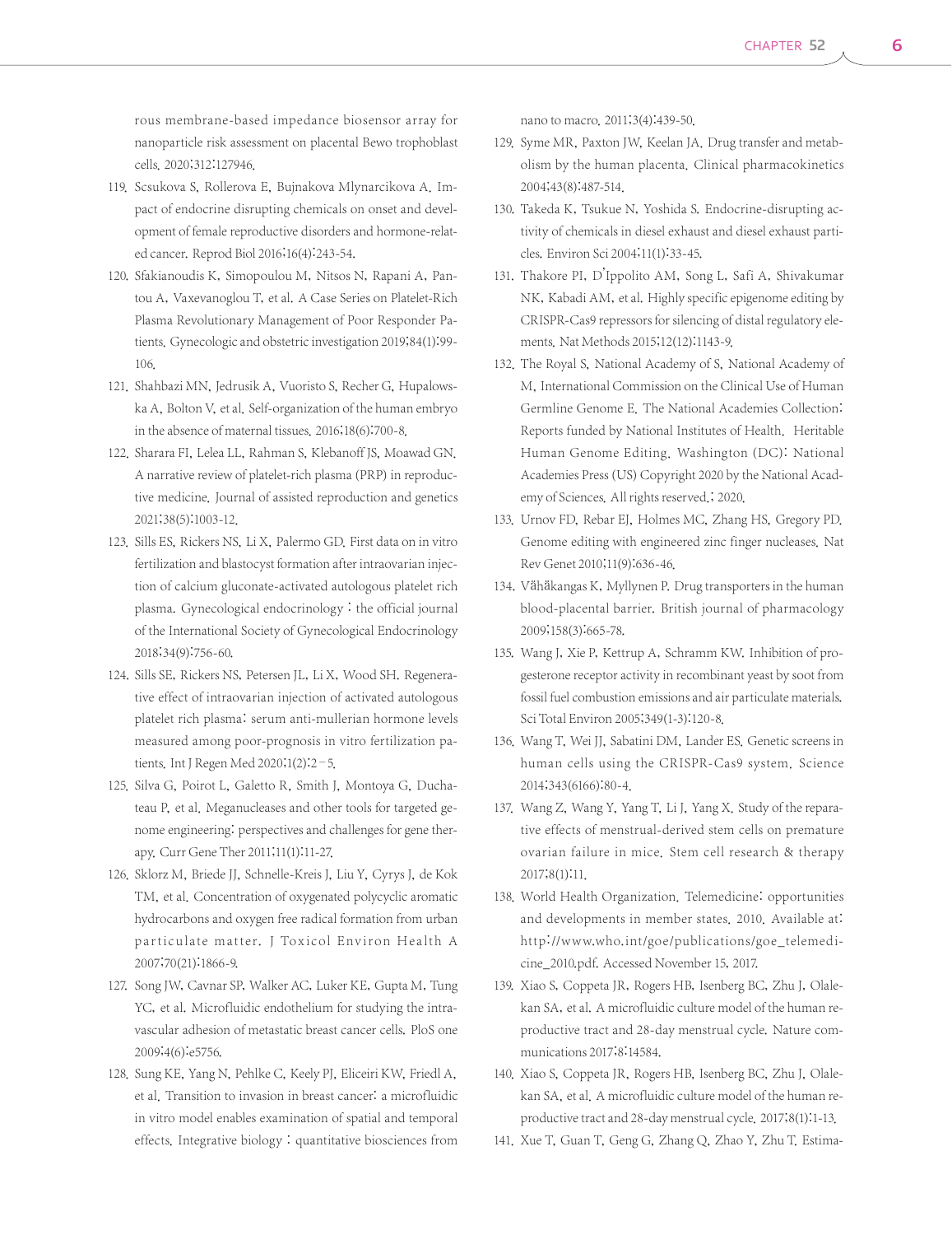rous membrane-based impedance biosensor array for nanoparticle risk assessment on placental Bewo trophoblast cells. 2020;312:127946.

119. Scsukova S, Rollerova E, Bujnakova Mlynarcikova A. Impact of endocrine disrupting chemicals on onset and development of female reproductive disorders and hormone-related cancer. Reprod Biol 2016;16(4):243-54.
120. Sfakianoudis K, Simopoulou M, Nitsos N, Rapani A, Pantou A, Vaxevanoglou T, et al. A Case Series on Platelet-Rich Plasma Revolutionary Management of Poor Responder Patients. Gynecologic and obstetric investigation 2019;84(1):99-106.
121. Shahbazi MN, Jedrusik A, Vuoristo S, Recher G, Hupalowska A, Bolton V, et al. Self-organization of the human embryo in the absence of maternal tissues. 2016;18(6):700-8.
122. Sharara FI, Lelea LL, Rahman S, Klebanoff JS, Moawad GN. A narrative review of platelet-rich plasma (PRP) in reproductive medicine. Journal of assisted reproduction and genetics 2021;38(5):1003-12.
123. Sills ES, Rickers NS, Li X, Palermo GD. First data on in vitro fertilization and blastocyst formation after intraovarian injection of calcium gluconate-activated autologous platelet rich plasma. Gynecological endocrinology : the official journal of the International Society of Gynecological Endocrinology 2018;34(9):756-60.
124. Sills SE, Rickers NS, Petersen JL, Li X, Wood SH. Regenerative effect of intraovarian injection of activated autologous platelet rich plasma: serum anti-mullerian hormone levels measured among poor-prognosis in vitro fertilization patients. Int J Regen Med 2020;1(2):2–5.
125. Silva G, Poirot L, Galetto R, Smith J, Montoya G, Duchateau P, et al. Meganucleases and other tools for targeted genome engineering: perspectives and challenges for gene therapy. Curr Gene Ther 2011;11(1):11-27.
126. Sklorz M, Briede JJ, Schnelle-Kreis J, Liu Y, Cyrys J, de Kok TM, et al. Concentration of oxygenated polycyclic aromatic hydrocarbons and oxygen free radical formation from urban particulate matter. J Toxicol Environ Health A 2007;70(21):1866-9.
127. Song JW, Cavnar SP, Walker AC, Luker KE, Gupta M, Tung YC, et al. Microfluidic endothelium for studying the intravascular adhesion of metastatic breast cancer cells. PloS one 2009;4(6):e5756.
128. Sung KE, Yang N, Pehlke C, Keely PJ, Eliceiri KW, Friedl A, et al. Transition to invasion in breast cancer: a microfluidic in vitro model enables examination of spatial and temporal effects. Integrative biology : quantitative biosciences from nano to macro. 2011;3(4):439-50.
129. Syme MR, Paxton JW, Keelan JA. Drug transfer and metabolism by the human placenta. Clinical pharmacokinetics 2004;43(8):487-514.
130. Takeda K, Tsukue N, Yoshida S. Endocrine-disrupting activity of chemicals in diesel exhaust and diesel exhaust particles. Environ Sci 2004;11(1):33-45.
131. Thakore PI, D'Ippolito AM, Song L, Safi A, Shivakumar NK, Kabadi AM, et al. Highly specific epigenome editing by CRISPR-Cas9 repressors for silencing of distal regulatory elements. Nat Methods 2015;12(12):1143-9.
132. The Royal S, National Academy of S, National Academy of M, International Commission on the Clinical Use of Human Germline Genome E. The National Academies Collection: Reports funded by National Institutes of Health. Heritable Human Genome Editing. Washington (DC): National Academies Press (US) Copyright 2020 by the National Academy of Sciences. All rights reserved.; 2020.
133. Urnov FD, Rebar EJ, Holmes MC, Zhang HS, Gregory PD. Genome editing with engineered zinc finger nucleases. Nat Rev Genet 2010;11(9):636-46.
134. Vähäkangas K, Myllynen P. Drug transporters in the human blood-placental barrier. British journal of pharmacology 2009;158(3):665-78.
135. Wang J, Xie P, Kettrup A, Schramm KW. Inhibition of progesterone receptor activity in recombinant yeast by soot from fossil fuel combustion emissions and air particulate materials. Sci Total Environ 2005;349(1-3):120-8.
136. Wang T, Wei JJ, Sabatini DM, Lander ES. Genetic screens in human cells using the CRISPR-Cas9 system. Science 2014;343(6166):80-4.
137. Wang Z, Wang Y, Yang T, Li J, Yang X. Study of the reparative effects of menstrual-derived stem cells on premature ovarian failure in mice. Stem cell research & therapy 2017;8(1):11.
138. World Health Organization. Telemedicine: opportunities and developments in member states. 2010. Available at: http://www.who.int/goe/publications/goe_telemedicine_2010.pdf. Accessed November 15, 2017.
139. Xiao S, Coppeta JR, Rogers HB, Isenberg BC, Zhu J, Olalekan SA, et al. A microfluidic culture model of the human reproductive tract and 28-day menstrual cycle. Nature communications 2017;8:14584.
140. Xiao S, Coppeta JR, Rogers HB, Isenberg BC, Zhu J, Olalekan SA, et al. A microfluidic culture model of the human reproductive tract and 28-day menstrual cycle. 2017;8(1):1-13.
141. Xue T, Guan T, Geng G, Zhang Q, Zhao Y, Zhu T. Estima-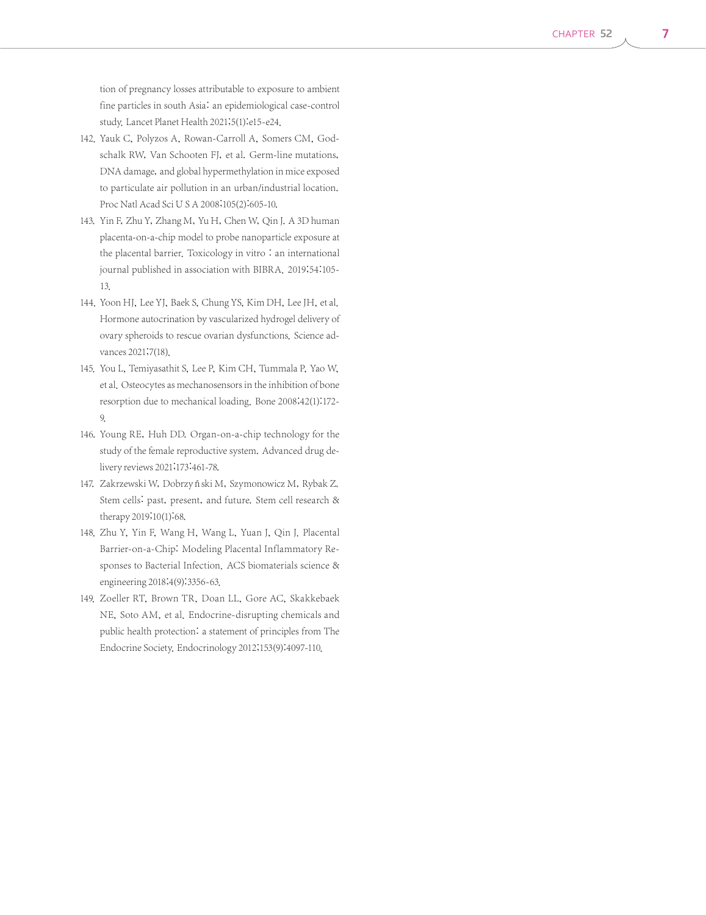tion of pregnancy losses attributable to exposure to ambient fine particles in south Asia: an epidemiological case-control study. Lancet Planet Health 2021;5(1):e15-e24.

142. Yauk C, Polyzos A, Rowan-Carroll A, Somers CM, Godschalk RW, Van Schooten FJ, et al. Germ-line mutations, DNA damage, and global hypermethylation in mice exposed to particulate air pollution in an urban/industrial location. Proc Natl Acad Sci U S A 2008;105(2):605-10.

143. Yin F, Zhu Y, Zhang M, Yu H, Chen W, Qin J. A 3D human placenta-on-a-chip model to probe nanoparticle exposure at the placental barrier. Toxicology in vitro : an international journal published in association with BIBRA. 2019;54:105-13.

144. Yoon HJ, Lee YJ, Baek S, Chung YS, Kim DH, Lee JH, et al. Hormone autocrination by vascularized hydrogel delivery of ovary spheroids to rescue ovarian dysfunctions. Science advances 2021;7(18).

145. You L, Temiyasathit S, Lee P, Kim CH, Tummala P, Yao W, et al. Osteocytes as mechanosensors in the inhibition of bone resorption due to mechanical loading. Bone 2008;42(1):172-9.

146. Young RE, Huh DD. Organ-on-a-chip technology for the study of the female reproductive system. Advanced drug delivery reviews 2021;173:461-78.

147. Zakrzewski W, Dobrzyński M, Szymonowicz M, Rybak Z. Stem cells: past, present, and future. Stem cell research & therapy 2019;10(1):68.

148. Zhu Y, Yin F, Wang H, Wang L, Yuan J, Qin J. Placental Barrier-on-a-Chip: Modeling Placental Inflammatory Responses to Bacterial Infection. ACS biomaterials science & engineering 2018;4(9):3356-63.

149. Zoeller RT, Brown TR, Doan LL, Gore AC, Skakkebaek NE, Soto AM, et al. Endocrine-disrupting chemicals and public health protection: a statement of principles from The Endocrine Society. Endocrinology 2012;153(9):4097-110.